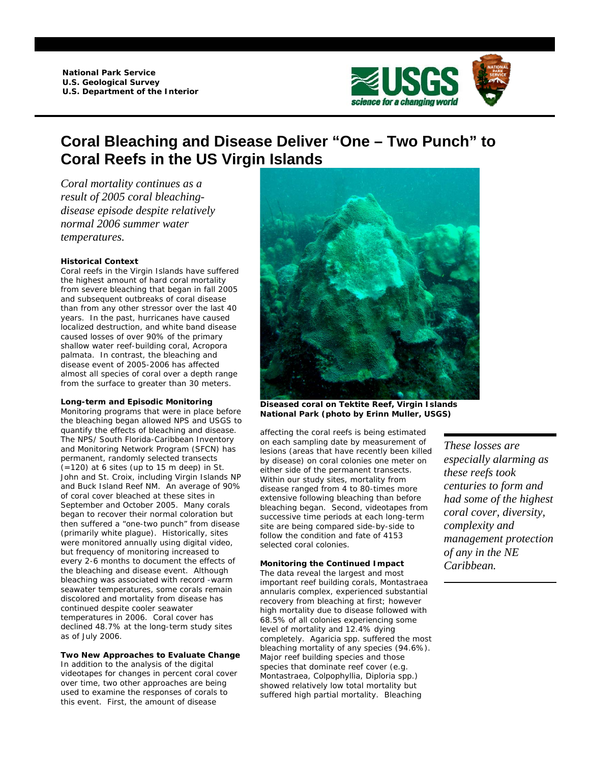National Park Service
U.S. Geological Survey
U.S. Department of the Interior

# Coral Bleaching and Disease Deliver "One – Two Punch" to Coral Reefs in the US Virgin Islands

*Coral mortality continues as a result of 2005 coral bleaching-disease episode despite relatively normal 2006 summer water temperatures.*

**Historical Context**

Coral reefs in the Virgin Islands have suffered the highest amount of hard coral mortality from severe bleaching that began in fall 2005 and subsequent outbreaks of coral disease than from any other stressor over the last 40 years. In the past, hurricanes have caused localized destruction, and white band disease caused losses of over 90% of the primary shallow water reef-building coral, Acropora palmata. In contrast, the bleaching and disease event of 2005-2006 has affected almost all species of coral over a depth range from the surface to greater than 30 meters.

**Long-term and Episodic Monitoring**

Monitoring programs that were in place before the bleaching began allowed NPS and USGS to quantify the effects of bleaching and disease. The NPS/ South Florida-Caribbean Inventory and Monitoring Network Program (SFCN) has permanent, randomly selected transects (=120) at 6 sites (up to 15 m deep) in St. John and St. Croix, including Virgin Islands NP and Buck Island Reef NM. An average of 90% of coral cover bleached at these sites in September and October 2005. Many corals began to recover their normal coloration but then suffered a "one-two punch" from disease (primarily white plague). Historically, sites were monitored annually using digital video, but frequency of monitoring increased to every 2-6 months to document the effects of the bleaching and disease event. Although bleaching was associated with record -warm seawater temperatures, some corals remain discolored and mortality from disease has continued despite cooler seawater temperatures in 2006. Coral cover has declined 48.7% at the long-term study sites as of July 2006.

**Two New Approaches to Evaluate Change**

In addition to the analysis of the digital videotapes for changes in percent coral cover over time, two other approaches are being used to examine the responses of corals to this event. First, the amount of disease affecting the coral reefs is being estimated on each sampling date by measurement of lesions (areas that have recently been killed by disease) on coral colonies one meter on either side of the permanent transects. Within our study sites, mortality from disease ranged from 4 to 80-times more extensive following bleaching than before bleaching began. Second, videotapes from successive time periods at each long-term site are being compared side-by-side to follow the condition and fate of 4153 selected coral colonies.

**Diseased coral on Tektite Reef, Virgin Islands National Park (photo by Erinn Muller, USGS)**

*These losses are especially alarming as these reefs took centuries to form and had some of the highest coral cover, diversity, complexity and management protection of any in the NE Caribbean.*

**Monitoring the Continued Impact**

The data reveal the largest and most important reef building corals, Montastraea annularis complex, experienced substantial recovery from bleaching at first; however high mortality due to disease followed with 68.5% of all colonies experiencing some level of mortality and 12.4% dying completely. Agaricia spp. suffered the most bleaching mortality of any species (94.6%). Major reef building species and those species that dominate reef cover (e.g. Montastraea, Colpophyllia, Diploria spp.) showed relatively low total mortality but suffered high partial mortality. Bleaching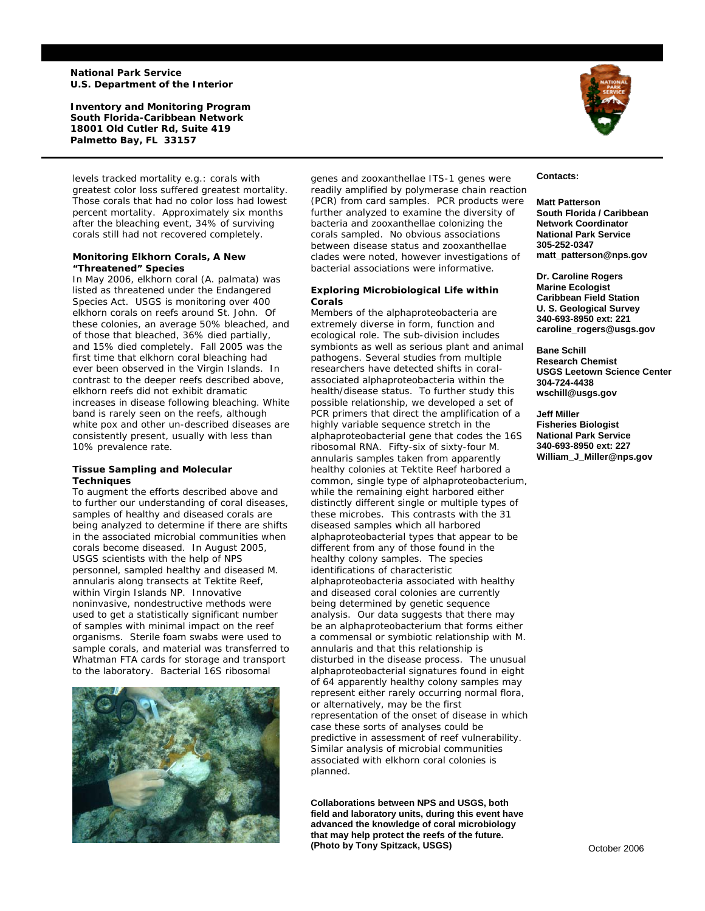**National Park Service**
**U.S. Department of the Interior**

**Inventory and Monitoring Program**
**South Florida-Caribbean Network**
**18001 Old Cutler Rd, Suite 419**
**Palmetto Bay, FL 33157**

levels tracked mortality e.g.: corals with greatest color loss suffered greatest mortality. Those corals that had no color loss had lowest percent mortality. Approximately six months after the bleaching event, 34% of surviving corals still had not recovered completely.

#### Monitoring Elkhorn Corals, A New "Threatened" Species

In May 2006, elkhorn coral (A. palmata) was listed as threatened under the Endangered Species Act. USGS is monitoring over 400 elkhorn corals on reefs around St. John. Of these colonies, an average 50% bleached, and of those that bleached, 36% died partially, and 15% died completely. Fall 2005 was the first time that elkhorn coral bleaching had ever been observed in the Virgin Islands. In contrast to the deeper reefs described above, elkhorn reefs did not exhibit dramatic increases in disease following bleaching. White band is rarely seen on the reefs, although white pox and other un-described diseases are consistently present, usually with less than 10% prevalence rate.

#### Tissue Sampling and Molecular Techniques

To augment the efforts described above and to further our understanding of coral diseases, samples of healthy and diseased corals are being analyzed to determine if there are shifts in the associated microbial communities when corals become diseased. In August 2005, USGS scientists with the help of NPS personnel, sampled healthy and diseased M. annularis along transects at Tektite Reef, within Virgin Islands NP. Innovative noninvasive, nondestructive methods were used to get a statistically significant number of samples with minimal impact on the reef organisms. Sterile foam swabs were used to sample corals, and material was transferred to Whatman FTA cards for storage and transport to the laboratory. Bacterial 16S ribosomal genes and zooxanthellae ITS-1 genes were readily amplified by polymerase chain reaction (PCR) from card samples. PCR products were further analyzed to examine the diversity of bacteria and zooxanthellae colonizing the corals sampled. No obvious associations between disease status and zooxanthellae clades were noted, however investigations of bacterial associations were informative.

#### Exploring Microbiological Life within Corals

Members of the alphaproteobacteria are extremely diverse in form, function and ecological role. The sub-division includes symbionts as well as serious plant and animal pathogens. Several studies from multiple researchers have detected shifts in coral-associated alphaproteobacteria within the health/disease status. To further study this possible relationship, we developed a set of PCR primers that direct the amplification of a highly variable sequence stretch in the alphaproteobacterial gene that codes the 16S ribosomal RNA. Fifty-six of sixty-four M. annularis samples taken from apparently healthy colonies at Tektite Reef harbored a common, single type of alphaproteobacterium, while the remaining eight harbored either distinctly different single or multiple types of these microbes. This contrasts with the 31 diseased samples which all harbored alphaproteobacterial types that appear to be different from any of those found in the healthy colony samples. The species identifications of characteristic alphaproteobacteria associated with healthy and diseased coral colonies are currently being determined by genetic sequence analysis. Our data suggests that there may be an alphaproteobacterium that forms either a commensal or symbiotic relationship with M. annularis and that this relationship is disturbed in the disease process. The unusual alphaproteobacterial signatures found in eight of 64 apparently healthy colony samples may represent either rarely occurring normal flora, or alternatively, may be the first representation of the onset of disease in which case these sorts of analyses could be predictive in assessment of reef vulnerability. Similar analysis of microbial communities associated with elkhorn coral colonies is planned.

**Collaborations between NPS and USGS, both field and laboratory units, during this event have advanced the knowledge of coral microbiology that may help protect the reefs of the future. (Photo by Tony Spitzack, USGS)**

**Contacts:**

**Matt Patterson**
**South Florida / Caribbean Network Coordinator**
**National Park Service**
**305-252-0347**
**matt_patterson@nps.gov**

**Dr. Caroline Rogers**
**Marine Ecologist**
**Caribbean Field Station**
**U. S. Geological Survey**
**340-693-8950 ext: 221**
**caroline_rogers@usgs.gov**

**Bane Schill**
**Research Chemist**
**USGS Leetown Science Center**
**304-724-4438**
**wschill@usgs.gov**

**Jeff Miller**
**Fisheries Biologist**
**National Park Service**
**340-693-8950 ext: 227**
**William_J_Miller@nps.gov**

October 2006